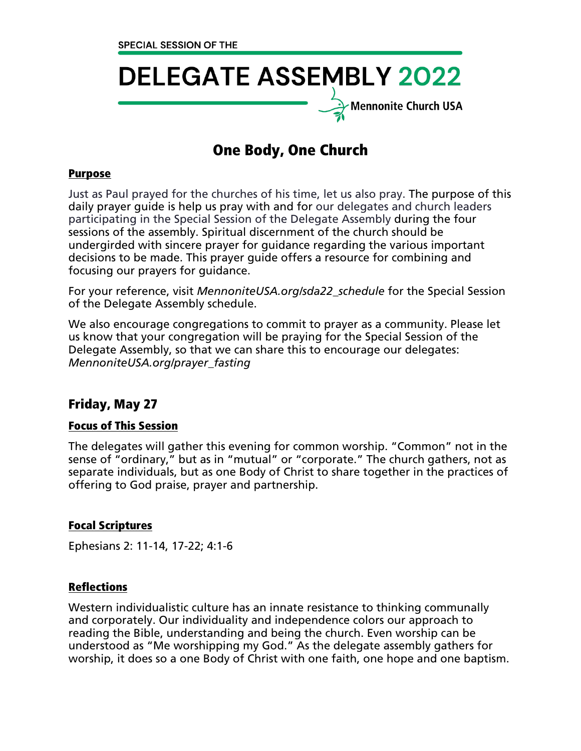SPECIAL SESSION OF THE

# DELEGATE ASSEMBLY 2022

Mennonite Church USA

## One Body, One Church

### Purpose

Just as Paul prayed for the churches of his time, let us also pray. The purpose of this daily prayer guide is help us pray with and for our delegates and church leaders participating in the Special Session of the Delegate Assembly during the four sessions of the assembly. Spiritual discernment of the church should be undergirded with sincere prayer for guidance regarding the various important decisions to be made. This prayer guide offers a resource for combining and focusing our prayers for guidance.

For your reference, visit *MennoniteUSA.org/sda22_schedule* for the Special Session of the Delegate Assembly schedule.

We also encourage congregations to commit to prayer as a community. Please let us know that your congregation will be praying for the Special Session of the Delegate Assembly, so that we can share this to encourage our delegates: *MennoniteUSA.org/prayer_fasting*

## Friday, May 27

### Focus of This Session

The delegates will gather this evening for common worship. "Common" not in the sense of "ordinary," but as in "mutual" or "corporate." The church gathers, not as separate individuals, but as one Body of Christ to share together in the practices of offering to God praise, prayer and partnership.

### Focal Scriptures

Ephesians 2: 11-14, 17-22; 4:1-6

### Reflections

Western individualistic culture has an innate resistance to thinking communally and corporately. Our individuality and independence colors our approach to reading the Bible, understanding and being the church. Even worship can be understood as "Me worshipping my God." As the delegate assembly gathers for worship, it does so a one Body of Christ with one faith, one hope and one baptism.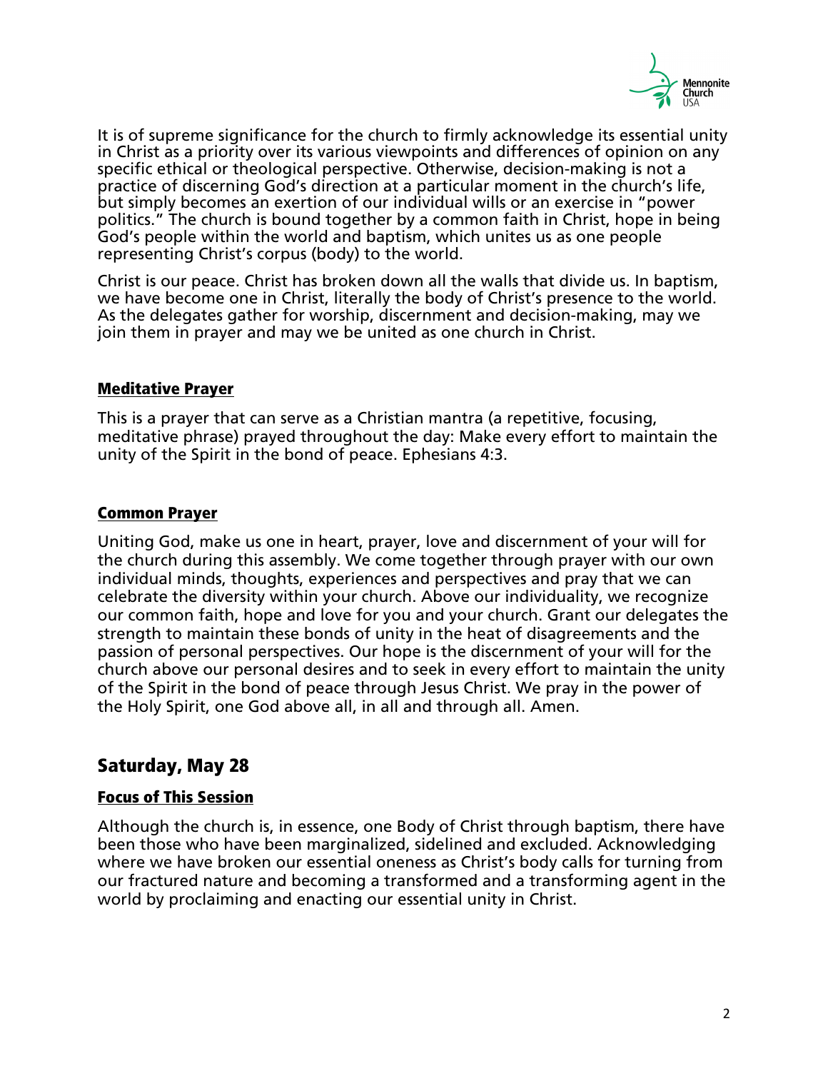It is of supreme significance for the church to firmly acknowledge its essential unity in Christ as a priority over its various viewpoints and differences of opinion on any specific ethical or theological perspective. Otherwise, decision-making is not a practice of discerning God's direction at a particular moment in the church's life, but simply becomes an exertion of our individual wills or an exercise in "power politics." The church is bound together by a common faith in Christ, hope in being God's people within the world and baptism, which unites us as one people representing Christ's corpus (body) to the world.

Christ is our peace. Christ has broken down all the walls that divide us. In baptism, we have become one in Christ, literally the body of Christ's presence to the world. As the delegates gather for worship, discernment and decision-making, may we join them in prayer and may we be united as one church in Christ.

### **Meditative Prayer**

This is a prayer that can serve as a Christian mantra (a repetitive, focusing, meditative phrase) prayed throughout the day: Make every effort to maintain the unity of the Spirit in the bond of peace. Ephesians 4:3.

### **Common Prayer**

Uniting God, make us one in heart, prayer, love and discernment of your will for the church during this assembly. We come together through prayer with our own individual minds, thoughts, experiences and perspectives and pray that we can celebrate the diversity within your church. Above our individuality, we recognize our common faith, hope and love for you and your church. Grant our delegates the strength to maintain these bonds of unity in the heat of disagreements and the passion of personal perspectives. Our hope is the discernment of your will for the church above our personal desires and to seek in every effort to maintain the unity of the Spirit in the bond of peace through Jesus Christ. We pray in the power of the Holy Spirit, one God above all, in all and through all. Amen.

## Saturday, May 28

### **Focus of This Session**

Although the church is, in essence, one Body of Christ through baptism, there have been those who have been marginalized, sidelined and excluded. Acknowledging where we have broken our essential oneness as Christ's body calls for turning from our fractured nature and becoming a transformed and a transforming agent in the world by proclaiming and enacting our essential unity in Christ.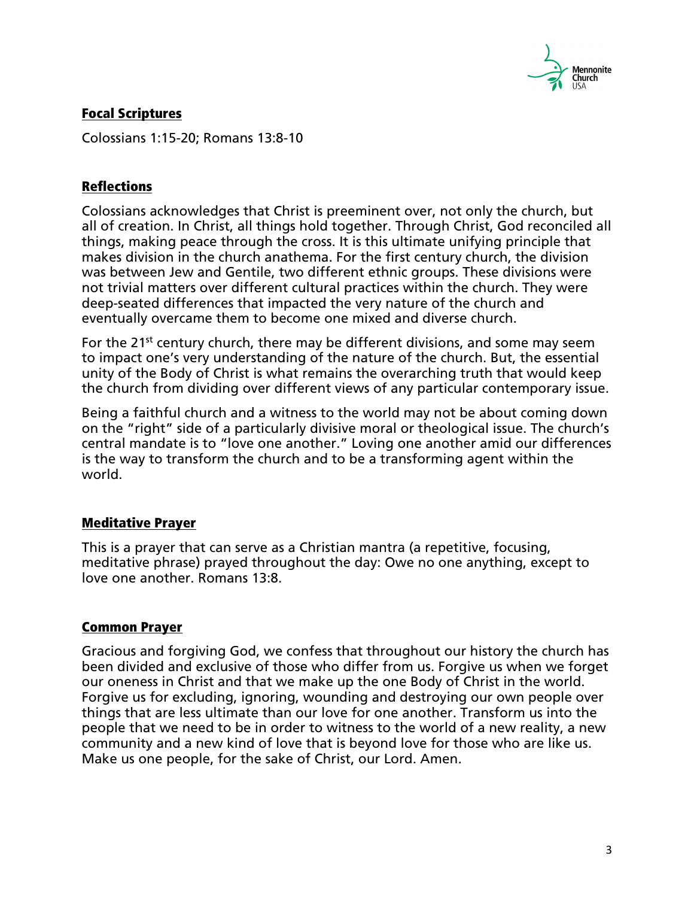**Focal Scriptures**

Colossians 1:15-20; Romans 13:8-10

**Reflections**

Colossians acknowledges that Christ is preeminent over, not only the church, but all of creation. In Christ, all things hold together. Through Christ, God reconciled all things, making peace through the cross. It is this ultimate unifying principle that makes division in the church anathema. For the first century church, the division was between Jew and Gentile, two different ethnic groups. These divisions were not trivial matters over different cultural practices within the church. They were deep-seated differences that impacted the very nature of the church and eventually overcame them to become one mixed and diverse church.

For the 21st century church, there may be different divisions, and some may seem to impact one's very understanding of the nature of the church. But, the essential unity of the Body of Christ is what remains the overarching truth that would keep the church from dividing over different views of any particular contemporary issue.

Being a faithful church and a witness to the world may not be about coming down on the "right" side of a particularly divisive moral or theological issue. The church's central mandate is to "love one another." Loving one another amid our differences is the way to transform the church and to be a transforming agent within the world.

**Meditative Prayer**

This is a prayer that can serve as a Christian mantra (a repetitive, focusing, meditative phrase) prayed throughout the day: Owe no one anything, except to love one another. Romans 13:8.

**Common Prayer**

Gracious and forgiving God, we confess that throughout our history the church has been divided and exclusive of those who differ from us. Forgive us when we forget our oneness in Christ and that we make up the one Body of Christ in the world. Forgive us for excluding, ignoring, wounding and destroying our own people over things that are less ultimate than our love for one another. Transform us into the people that we need to be in order to witness to the world of a new reality, a new community and a new kind of love that is beyond love for those who are like us. Make us one people, for the sake of Christ, our Lord. Amen.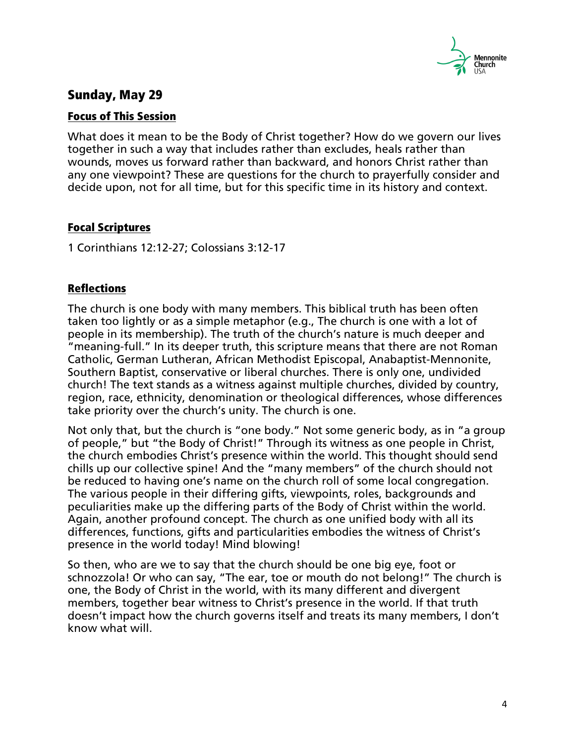## Sunday, May 29

### Focus of This Session

What does it mean to be the Body of Christ together? How do we govern our lives together in such a way that includes rather than excludes, heals rather than wounds, moves us forward rather than backward, and honors Christ rather than any one viewpoint? These are questions for the church to prayerfully consider and decide upon, not for all time, but for this specific time in its history and context.

### Focal Scriptures

1 Corinthians 12:12-27; Colossians 3:12-17

### Reflections

The church is one body with many members. This biblical truth has been often taken too lightly or as a simple metaphor (e.g., The church is one with a lot of people in its membership). The truth of the church's nature is much deeper and "meaning-full." In its deeper truth, this scripture means that there are not Roman Catholic, German Lutheran, African Methodist Episcopal, Anabaptist-Mennonite, Southern Baptist, conservative or liberal churches. There is only one, undivided church! The text stands as a witness against multiple churches, divided by country, region, race, ethnicity, denomination or theological differences, whose differences take priority over the church's unity. The church is one.

Not only that, but the church is "one body." Not some generic body, as in "a group of people," but "the Body of Christ!" Through its witness as one people in Christ, the church embodies Christ's presence within the world. This thought should send chills up our collective spine! And the "many members" of the church should not be reduced to having one's name on the church roll of some local congregation. The various people in their differing gifts, viewpoints, roles, backgrounds and peculiarities make up the differing parts of the Body of Christ within the world. Again, another profound concept. The church as one unified body with all its differences, functions, gifts and particularities embodies the witness of Christ's presence in the world today! Mind blowing!

So then, who are we to say that the church should be one big eye, foot or schnozzola! Or who can say, "The ear, toe or mouth do not belong!" The church is one, the Body of Christ in the world, with its many different and divergent members, together bear witness to Christ's presence in the world. If that truth doesn't impact how the church governs itself and treats its many members, I don't know what will.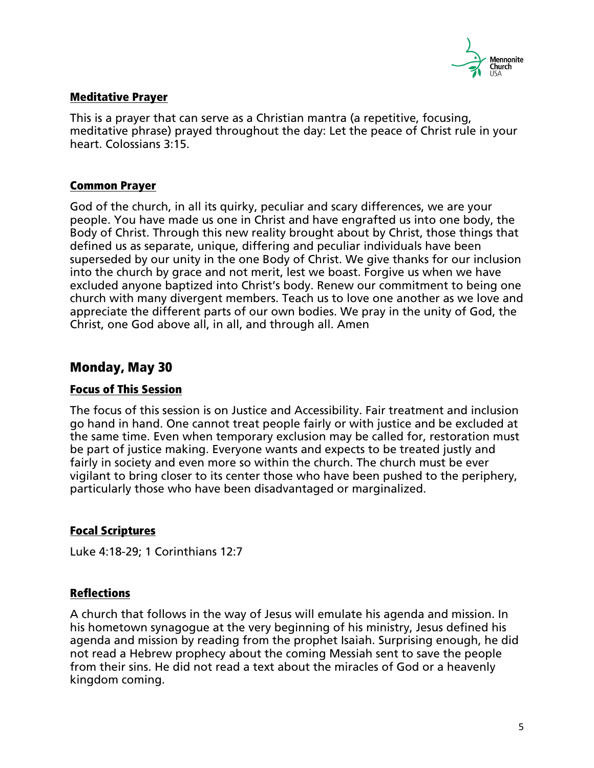#### Meditative Prayer

This is a prayer that can serve as a Christian mantra (a repetitive, focusing, meditative phrase) prayed throughout the day: Let the peace of Christ rule in your heart. Colossians 3:15.

#### Common Prayer

God of the church, in all its quirky, peculiar and scary differences, we are your people. You have made us one in Christ and have engrafted us into one body, the Body of Christ. Through this new reality brought about by Christ, those things that defined us as separate, unique, differing and peculiar individuals have been superseded by our unity in the one Body of Christ. We give thanks for our inclusion into the church by grace and not merit, lest we boast. Forgive us when we have excluded anyone baptized into Christ's body. Renew our commitment to being one church with many divergent members. Teach us to love one another as we love and appreciate the different parts of our own bodies. We pray in the unity of God, the Christ, one God above all, in all, and through all. Amen

## Monday, May 30

#### Focus of This Session

The focus of this session is on Justice and Accessibility. Fair treatment and inclusion go hand in hand. One cannot treat people fairly or with justice and be excluded at the same time. Even when temporary exclusion may be called for, restoration must be part of justice making. Everyone wants and expects to be treated justly and fairly in society and even more so within the church. The church must be ever vigilant to bring closer to its center those who have been pushed to the periphery, particularly those who have been disadvantaged or marginalized.

#### Focal Scriptures

Luke 4:18-29; 1 Corinthians 12:7

#### Reflections

A church that follows in the way of Jesus will emulate his agenda and mission. In his hometown synagogue at the very beginning of his ministry, Jesus defined his agenda and mission by reading from the prophet Isaiah. Surprising enough, he did not read a Hebrew prophecy about the coming Messiah sent to save the people from their sins. He did not read a text about the miracles of God or a heavenly kingdom coming.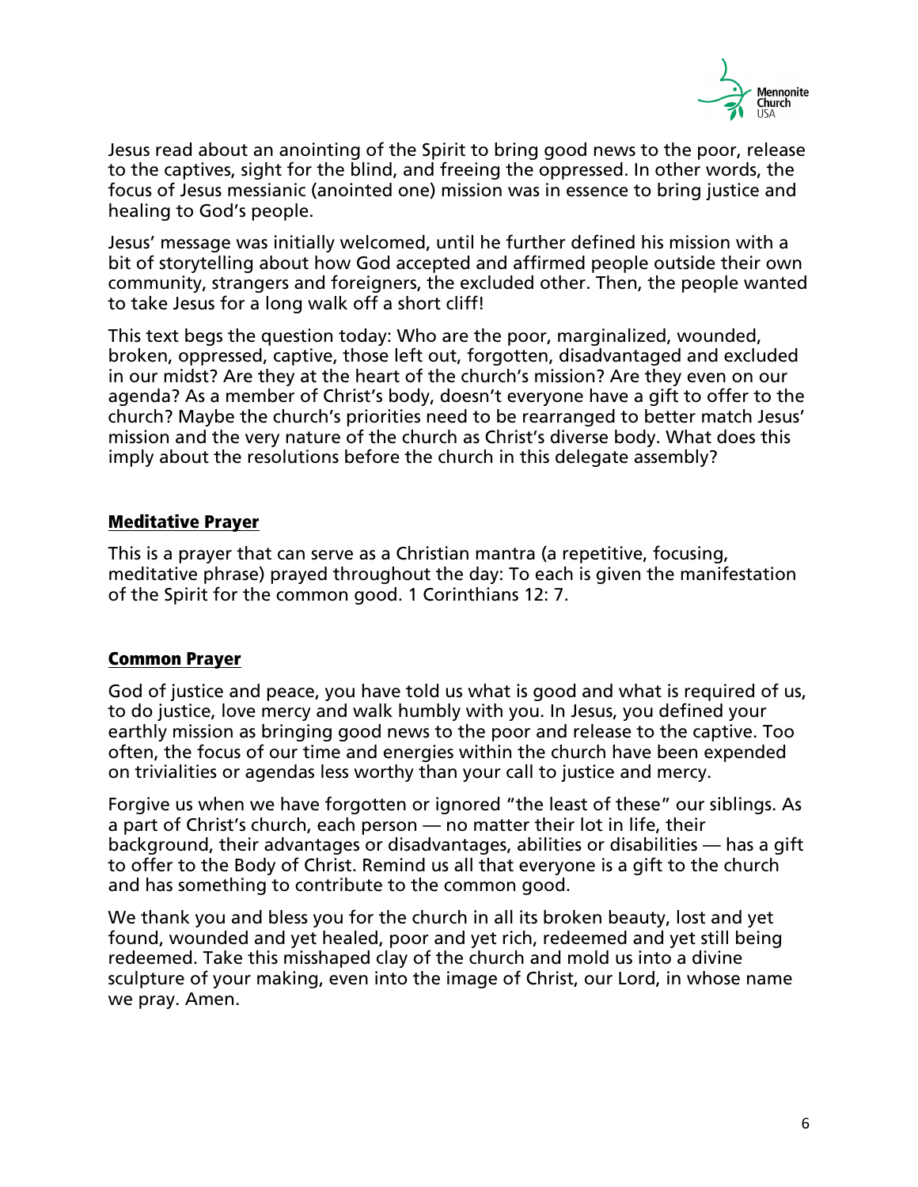Jesus read about an anointing of the Spirit to bring good news to the poor, release to the captives, sight for the blind, and freeing the oppressed. In other words, the focus of Jesus messianic (anointed one) mission was in essence to bring justice and healing to God's people.

Jesus' message was initially welcomed, until he further defined his mission with a bit of storytelling about how God accepted and affirmed people outside their own community, strangers and foreigners, the excluded other. Then, the people wanted to take Jesus for a long walk off a short cliff!

This text begs the question today: Who are the poor, marginalized, wounded, broken, oppressed, captive, those left out, forgotten, disadvantaged and excluded in our midst? Are they at the heart of the church's mission? Are they even on our agenda? As a member of Christ's body, doesn't everyone have a gift to offer to the church? Maybe the church's priorities need to be rearranged to better match Jesus' mission and the very nature of the church as Christ's diverse body. What does this imply about the resolutions before the church in this delegate assembly?

## Meditative Prayer

This is a prayer that can serve as a Christian mantra (a repetitive, focusing, meditative phrase) prayed throughout the day: To each is given the manifestation of the Spirit for the common good. 1 Corinthians 12: 7.

## Common Prayer

God of justice and peace, you have told us what is good and what is required of us, to do justice, love mercy and walk humbly with you. In Jesus, you defined your earthly mission as bringing good news to the poor and release to the captive. Too often, the focus of our time and energies within the church have been expended on trivialities or agendas less worthy than your call to justice and mercy.

Forgive us when we have forgotten or ignored "the least of these" our siblings. As a part of Christ's church, each person — no matter their lot in life, their background, their advantages or disadvantages, abilities or disabilities — has a gift to offer to the Body of Christ. Remind us all that everyone is a gift to the church and has something to contribute to the common good.

We thank you and bless you for the church in all its broken beauty, lost and yet found, wounded and yet healed, poor and yet rich, redeemed and yet still being redeemed. Take this misshaped clay of the church and mold us into a divine sculpture of your making, even into the image of Christ, our Lord, in whose name we pray. Amen.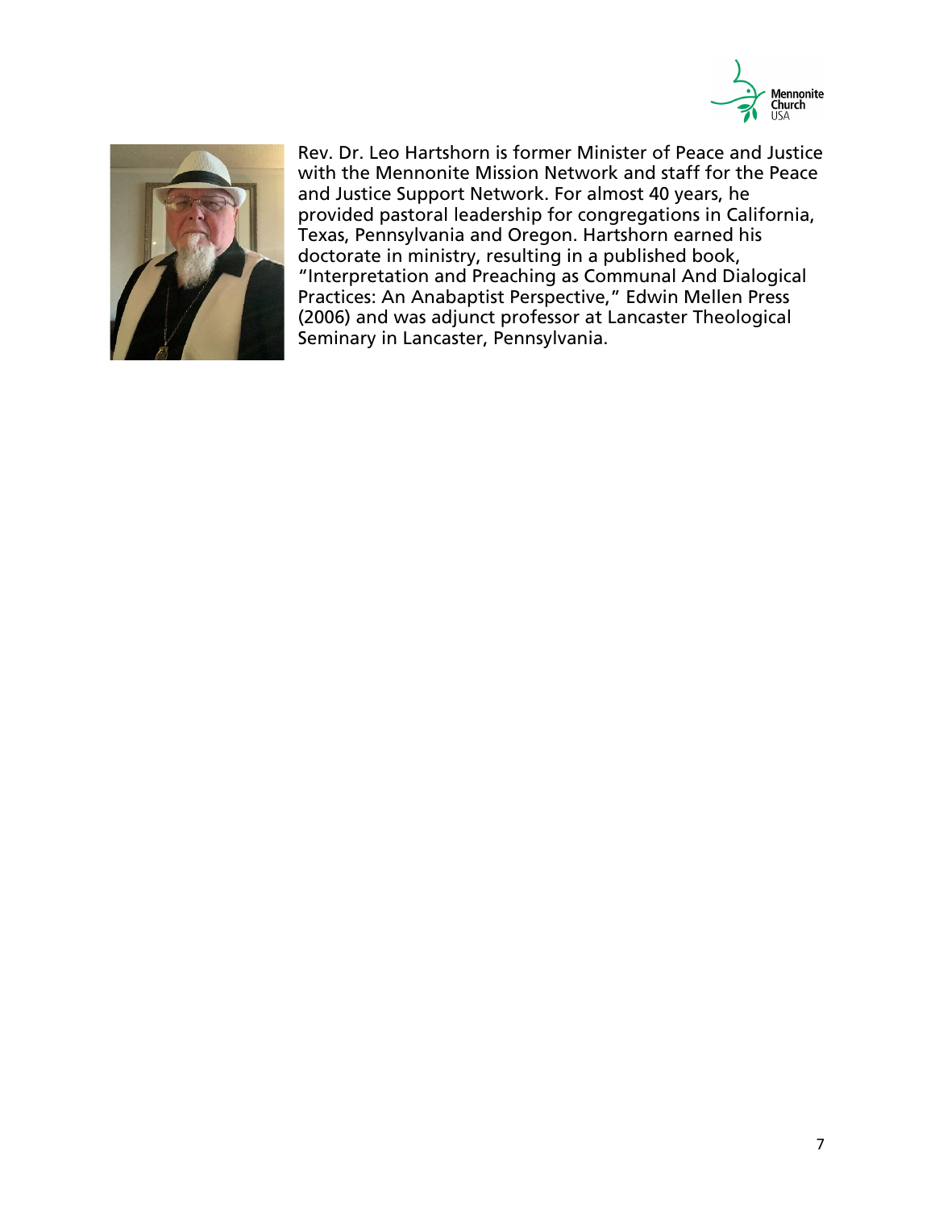Rev. Dr. Leo Hartshorn is former Minister of Peace and Justice with the Mennonite Mission Network and staff for the Peace and Justice Support Network. For almost 40 years, he provided pastoral leadership for congregations in California, Texas, Pennsylvania and Oregon. Hartshorn earned his doctorate in ministry, resulting in a published book, "Interpretation and Preaching as Communal And Dialogical Practices: An Anabaptist Perspective," Edwin Mellen Press (2006) and was adjunct professor at Lancaster Theological Seminary in Lancaster, Pennsylvania.